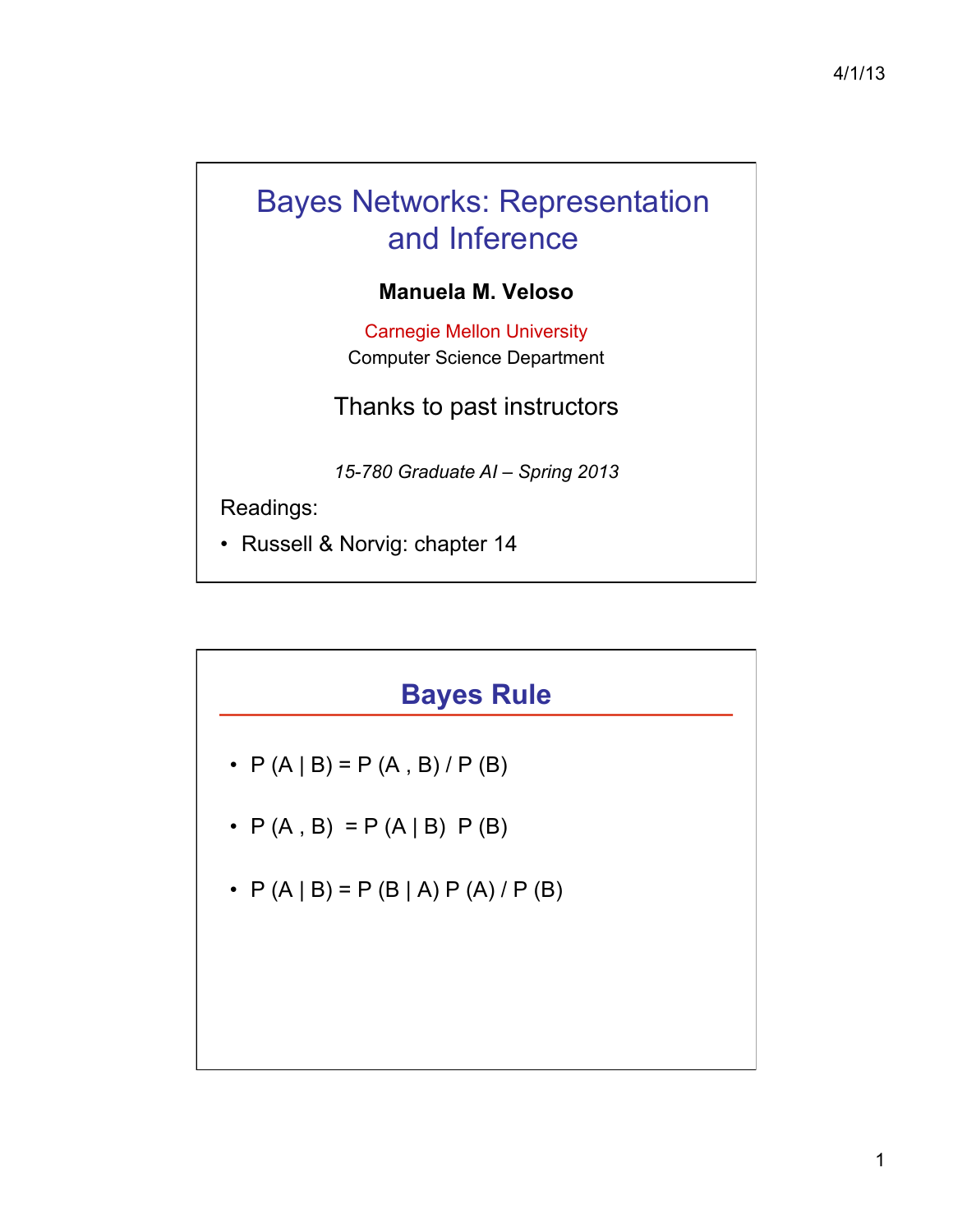# Bayes Networks: Representation and Inference

**Manuela M. Veloso**

Carnegie Mellon University
Computer Science Department

Thanks to past instructors

*15-780 Graduate AI – Spring 2013*

Readings:

- Russell & Norvig: chapter 14

## Bayes Rule

- $P(A \mid B) = P(A, B) / P(B)$
- $P(A, B) = P(A \mid B)\, P(B)$
- $P(A \mid B) = P(B \mid A)\, P(A) / P(B)$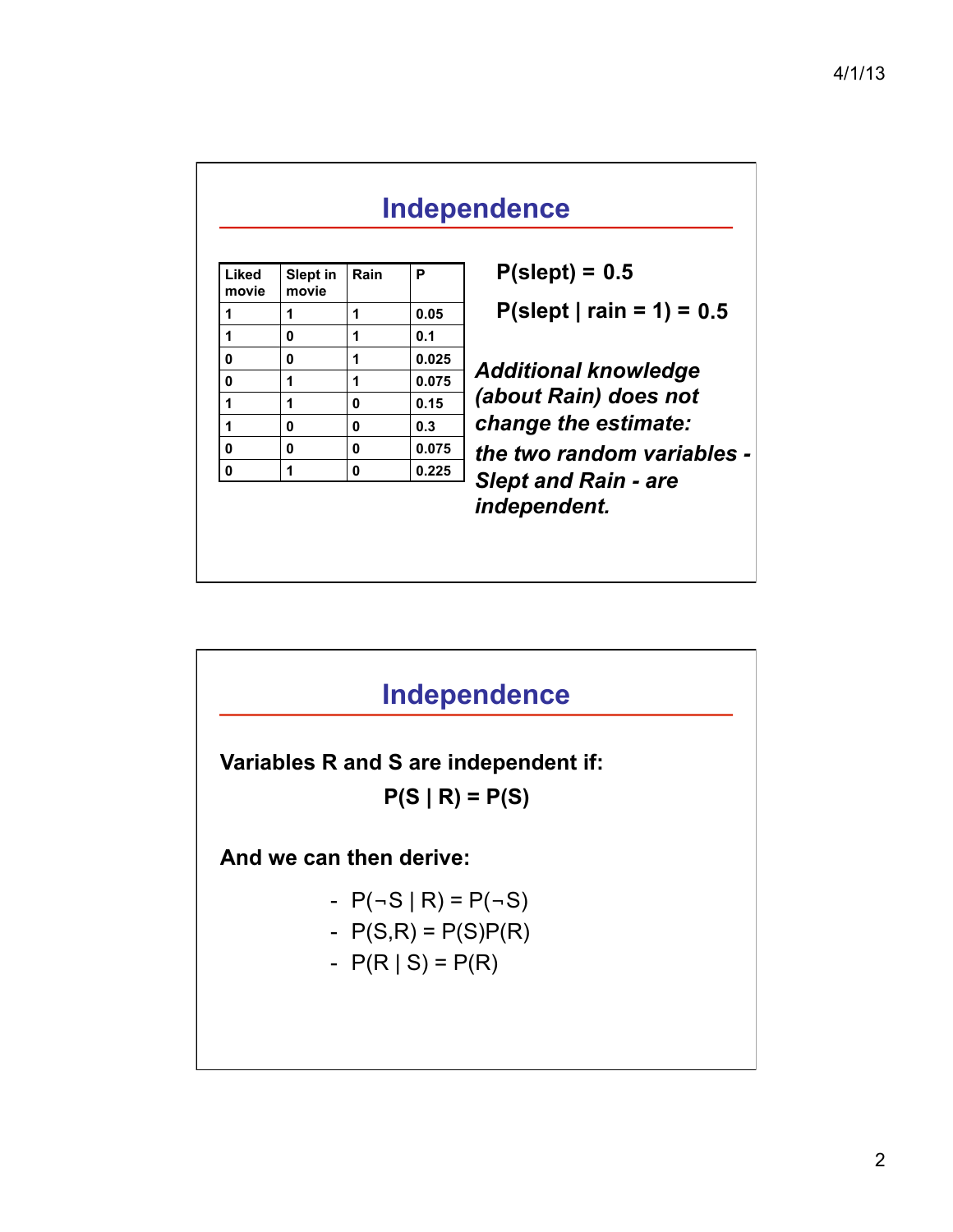## Independence

| Liked movie | Slept in movie | Rain | P |
|---|---|---|---|
| 1 | 1 | 1 | 0.05 |
| 1 | 0 | 1 | 0.1 |
| 0 | 0 | 1 | 0.025 |
| 0 | 1 | 1 | 0.075 |
| 1 | 1 | 0 | 0.15 |
| 1 | 0 | 0 | 0.3 |
| 0 | 0 | 0 | 0.075 |
| 0 | 1 | 0 | 0.225 |

**P(slept) = 0.5**

**P(slept | rain = 1) = 0.5**

***Additional knowledge (about Rain) does not change the estimate:***

***the two random variables - Slept and Rain - are independent.***

## Independence

**Variables R and S are independent if:**

$$P(S \mid R) = P(S)$$

**And we can then derive:**

- $P(\neg S \mid R) = P(\neg S)$
- $P(S,R) = P(S)P(R)$
- $P(R \mid S) = P(R)$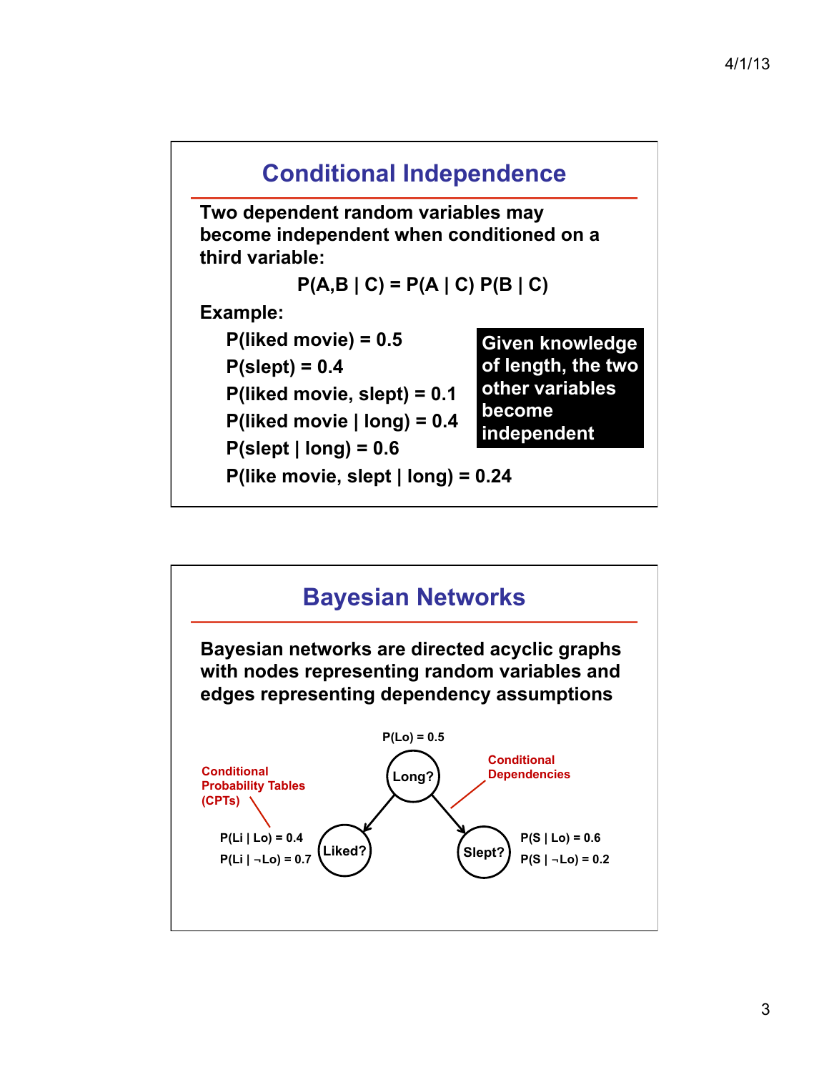## Conditional Independence

**Two dependent random variables may become independent when conditioned on a third variable:**

$$P(A,B \mid C) = P(A \mid C)\, P(B \mid C)$$

**Example:**

- P(liked movie) = 0.5
- P(slept) = 0.4
- P(liked movie, slept) = 0.1
- P(liked movie | long) = 0.4
- P(slept | long) = 0.6
- P(like movie, slept | long) = 0.24

**Given knowledge of length, the two other variables become independent**

## Bayesian Networks

**Bayesian networks are directed acyclic graphs with nodes representing random variables and edges representing dependency assumptions**

P(Lo) = 0.5

Long? → Liked?

Long? → Slept?

Conditional Probability Tables (CPTs)

Conditional Dependencies

P(Li | Lo) = 0.4

P(Li | ¬Lo) = 0.7

P(S | Lo) = 0.6

P(S | ¬Lo) = 0.2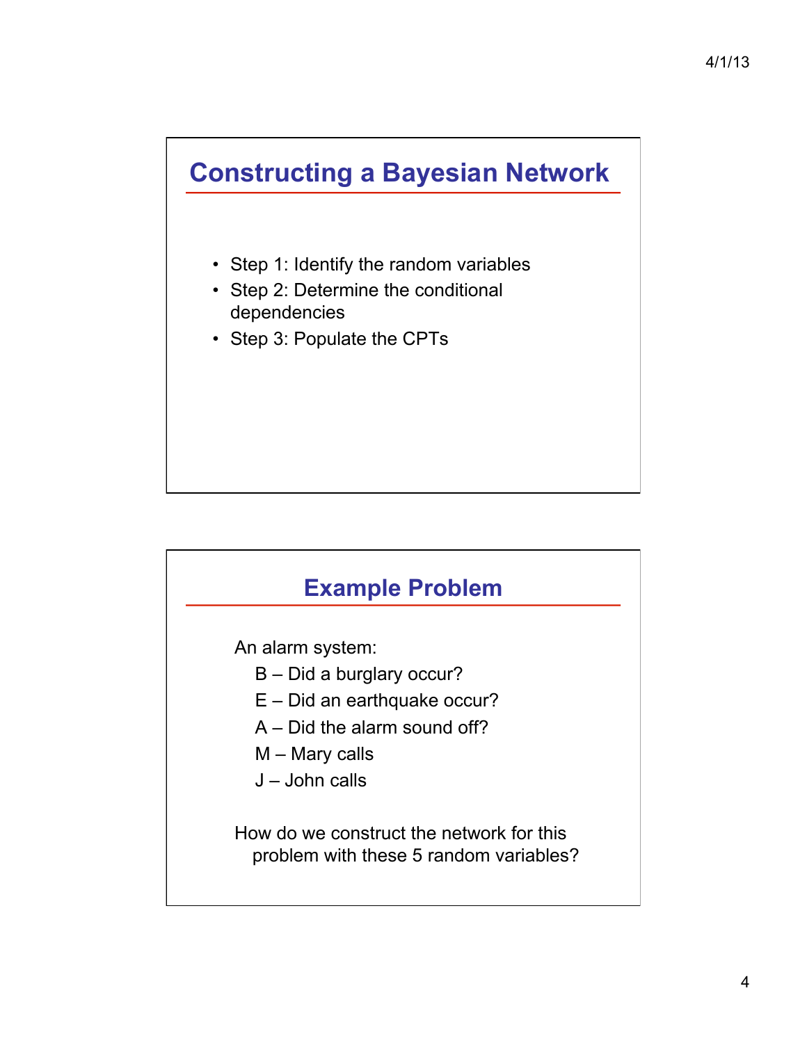## Constructing a Bayesian Network

- Step 1: Identify the random variables
- Step 2: Determine the conditional dependencies
- Step 3: Populate the CPTs

## Example Problem

An alarm system:

- B – Did a burglary occur?
- E – Did an earthquake occur?
- A – Did the alarm sound off?
- M – Mary calls
- J – John calls

How do we construct the network for this problem with these 5 random variables?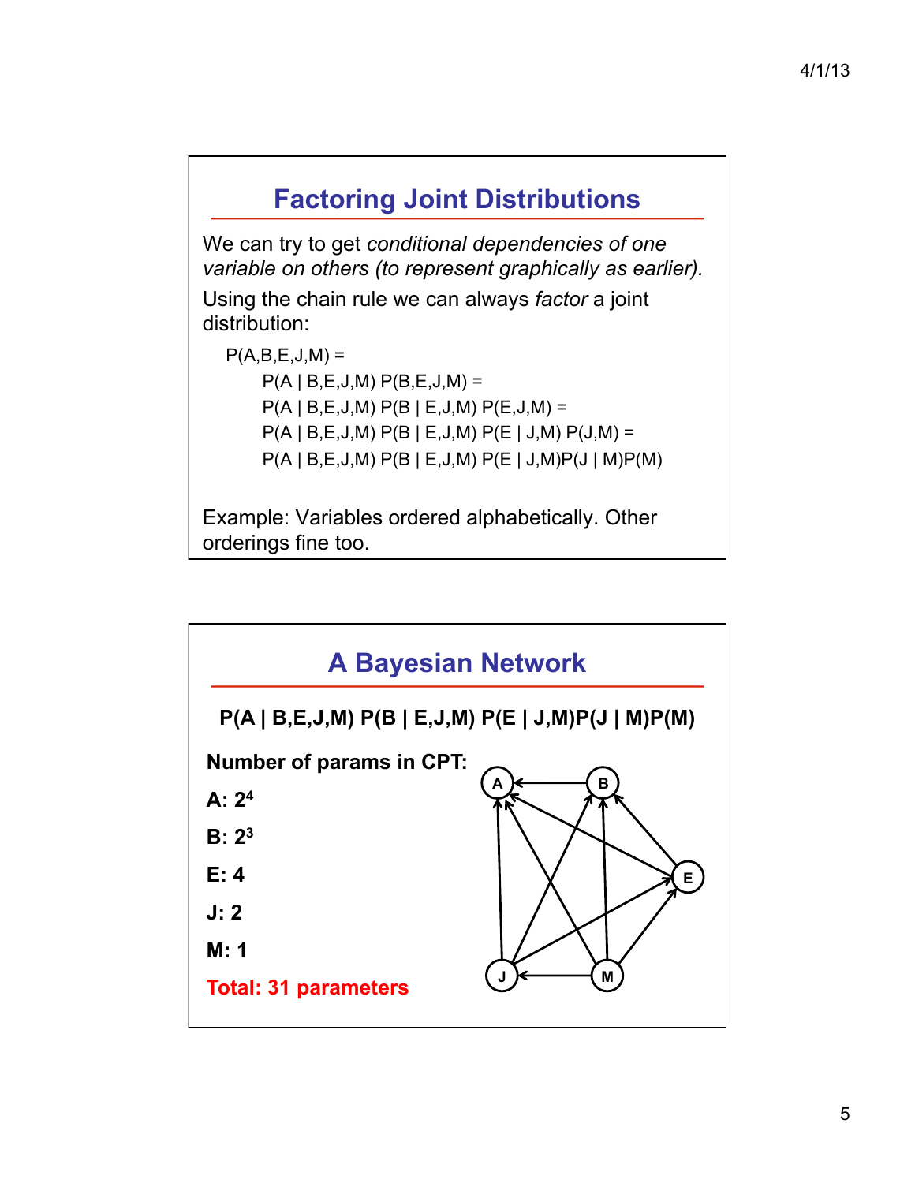## Factoring Joint Distributions

We can try to get *conditional dependencies of one variable on others (to represent graphically as earlier).*

Using the chain rule we can always *factor* a joint distribution:

P(A,B,E,J,M) =

P(A | B,E,J,M) P(B,E,J,M) =

P(A | B,E,J,M) P(B | E,J,M) P(E,J,M) =

P(A | B,E,J,M) P(B | E,J,M) P(E | J,M) P(J,M) =

P(A | B,E,J,M) P(B | E,J,M) P(E | J,M)P(J | M)P(M)

Example: Variables ordered alphabetically. Other orderings fine too.

## A Bayesian Network

**P(A | B,E,J,M) P(B | E,J,M) P(E | J,M)P(J | M)P(M)**

**Number of params in CPT:**

**A: $2^4$**

**B: $2^3$**

**E: 4**

**J: 2**

**M: 1**

**Total: 31 parameters**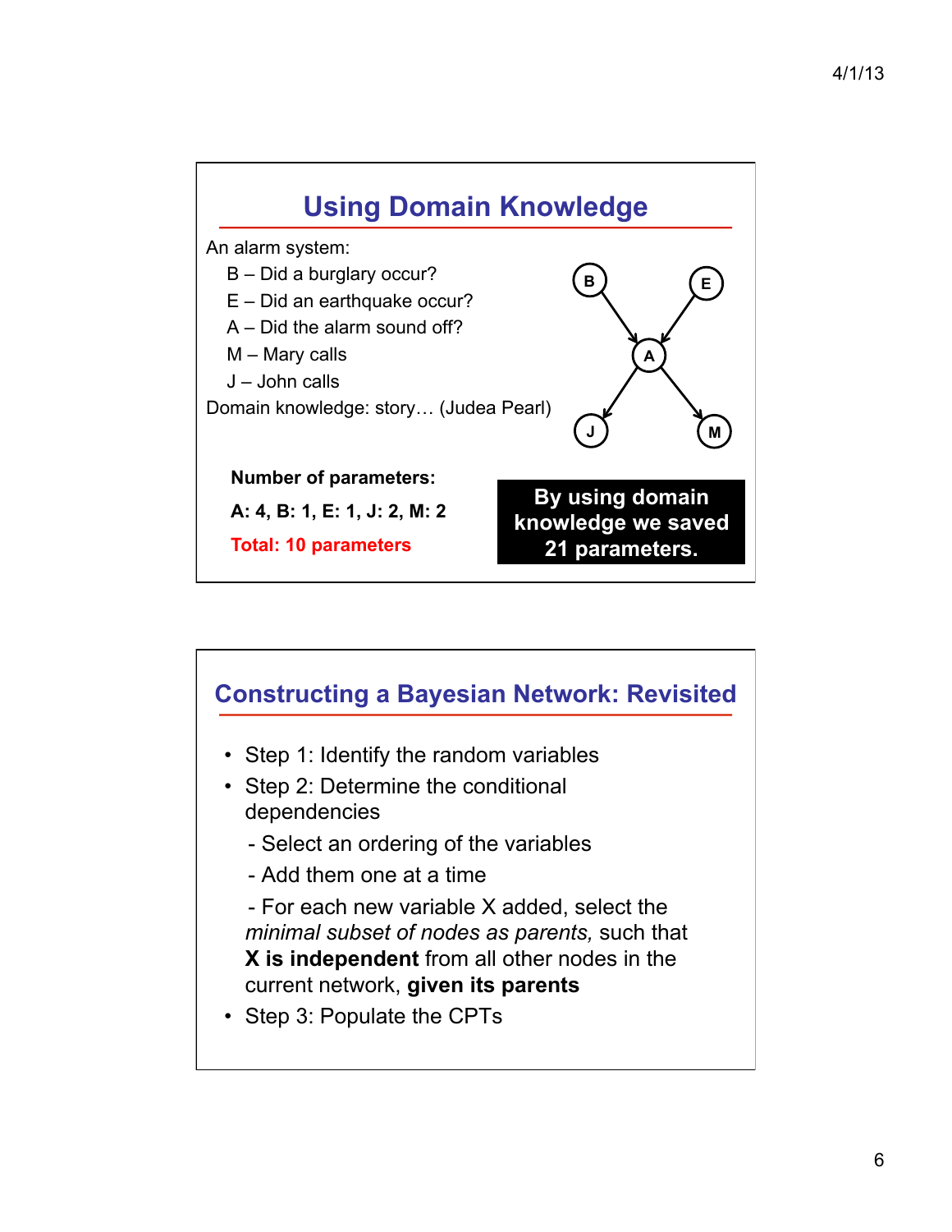## Using Domain Knowledge

An alarm system:

- B – Did a burglary occur?
- E – Did an earthquake occur?
- A – Did the alarm sound off?
- M – Mary calls
- J – John calls

Domain knowledge: story… (Judea Pearl)

B → A, E → A, A → J, A → M

**Number of parameters:**

**A: 4, B: 1, E: 1, J: 2, M: 2**

**Total: 10 parameters**

**By using domain knowledge we saved 21 parameters.**

## Constructing a Bayesian Network: Revisited

- Step 1: Identify the random variables
- Step 2: Determine the conditional dependencies
  - Select an ordering of the variables
  - Add them one at a time
  - For each new variable X added, select the *minimal subset of nodes as parents,* such that **X is independent** from all other nodes in the current network, **given its parents**
- Step 3: Populate the CPTs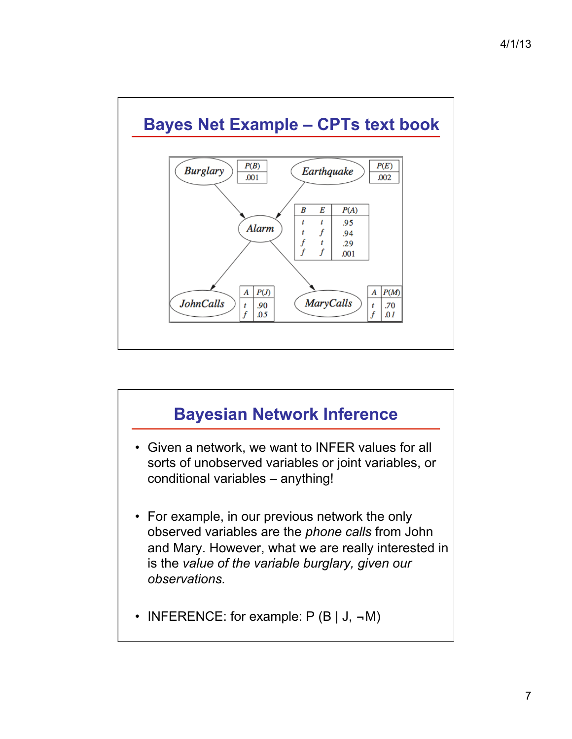## Bayes Net Example – CPTs text book

Burglary → Alarm ← Earthquake; Alarm → JohnCalls; Alarm → MaryCalls

| P(B) |
|---|
| .001 |

| P(E) |
|---|
| .002 |

| B | E | P(A) |
|---|---|---|
| t | t | .95 |
| t | f | .94 |
| f | t | .29 |
| f | f | .001 |

| A | P(J) |
|---|---|
| t | .90 |
| f | .05 |

| A | P(M) |
|---|---|
| t | .70 |
| f | .01 |

## Bayesian Network Inference

- Given a network, we want to INFER values for all sorts of unobserved variables or joint variables, or conditional variables – anything!
- For example, in our previous network the only observed variables are the *phone calls* from John and Mary. However, what we are really interested in is the *value of the variable burglary, given our observations.*
- INFERENCE: for example: $P(B \mid J, \neg M)$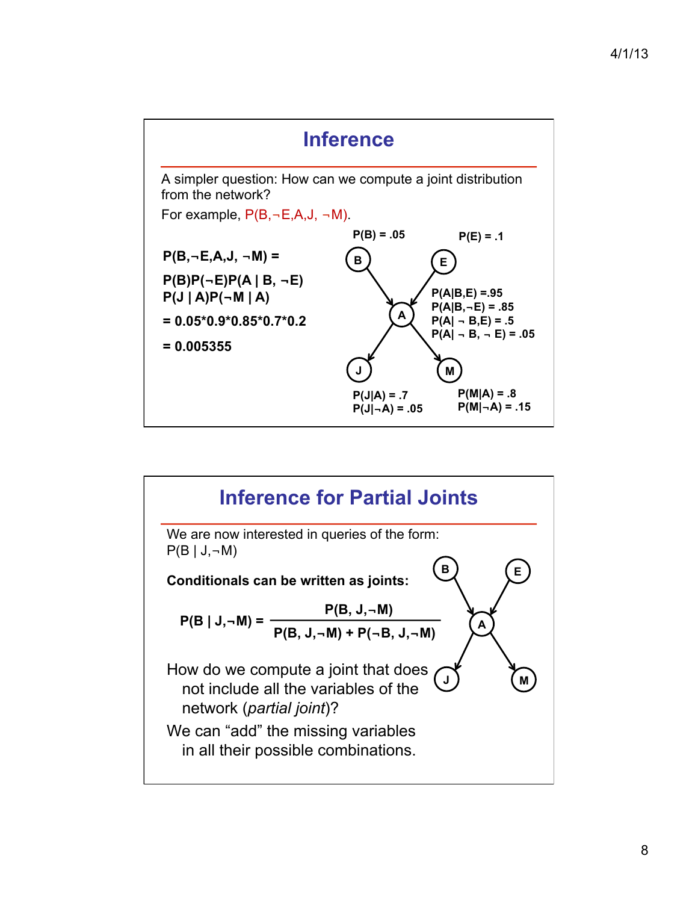## Inference

A simpler question: How can we compute a joint distribution from the network?

For example, $P(B,\neg E,A,J,\neg M)$.

$P(B,\neg E,A,J,\neg M) =$

$P(B)P(\neg E)P(A \mid B,\neg E)$
$P(J \mid A)P(\neg M \mid A)$

$= 0.05 * 0.9 * 0.85 * 0.7 * 0.2$

$= 0.005355$

$P(B) = .05$

$P(E) = .1$

$P(A|B,E) = .95$
$P(A|B,\neg E) = .85$
$P(A|\neg B,E) = .5$
$P(A|\neg B,\neg E) = .05$

$P(J|A) = .7$
$P(J|\neg A) = .05$

$P(M|A) = .8$
$P(M|\neg A) = .15$

## Inference for Partial Joints

We are now interested in queries of the form: $P(B \mid J,\neg M)$

**Conditionals can be written as joints:**

$$P(B \mid J,\neg M) = \frac{P(B, J,\neg M)}{P(B, J,\neg M) + P(\neg B, J,\neg M)}$$

How do we compute a joint that does not include all the variables of the network (*partial joint*)?

We can "add" the missing variables in all their possible combinations.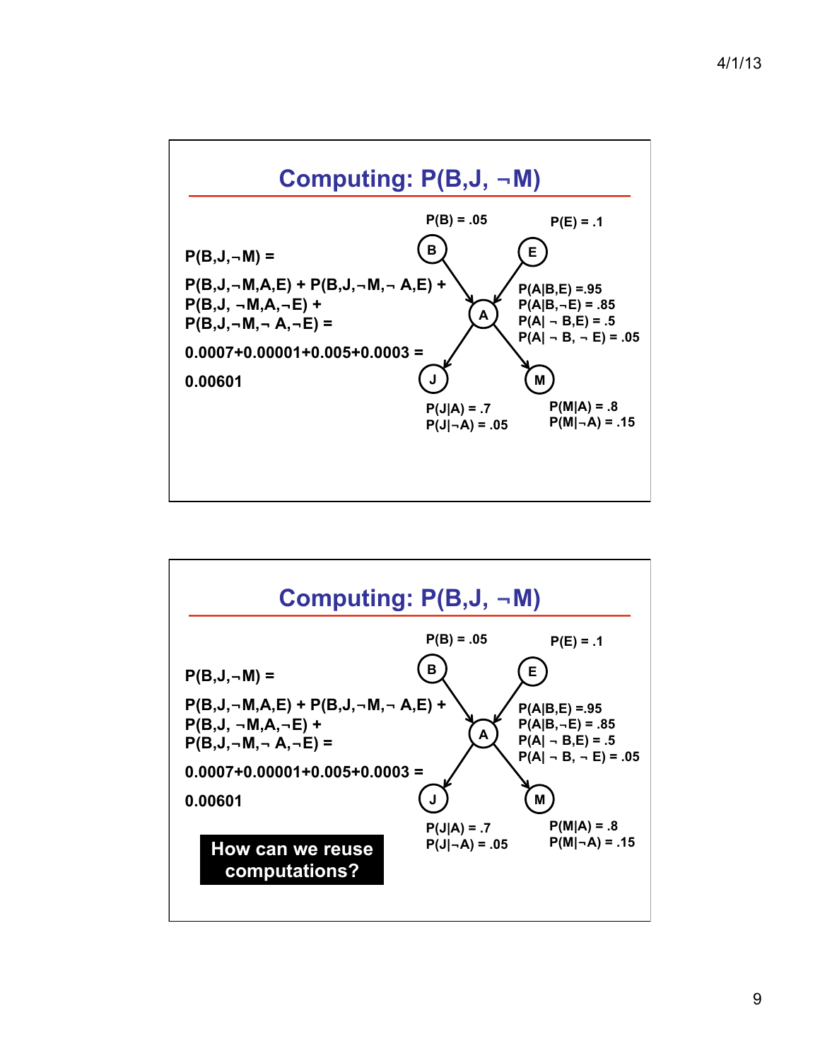## Computing: P(B,J, ¬M)

P(B) = .05

P(E) = .1

P(B,J,¬M) =

P(B,J,¬M,A,E) + P(B,J,¬M,¬ A,E) +
P(B,J, ¬M,A,¬E) +
P(B,J,¬M,¬ A,¬E) =

0.0007+0.00001+0.005+0.0003 =

0.00601

P(A|B,E) =.95
P(A|B,¬E) = .85
P(A| ¬ B,E) = .5
P(A| ¬ B, ¬ E) = .05

P(J|A) = .7
P(J|¬A) = .05

P(M|A) = .8
P(M|¬A) = .15

## Computing: P(B,J, ¬M)

P(B) = .05

P(E) = .1

P(B,J,¬M) =

P(B,J,¬M,A,E) + P(B,J,¬M,¬ A,E) +
P(B,J, ¬M,A,¬E) +
P(B,J,¬M,¬ A,¬E) =

0.0007+0.00001+0.005+0.0003 =

0.00601

P(A|B,E) =.95
P(A|B,¬E) = .85
P(A| ¬ B,E) = .5
P(A| ¬ B, ¬ E) = .05

P(J|A) = .7
P(J|¬A) = .05

P(M|A) = .8
P(M|¬A) = .15

**How can we reuse computations?**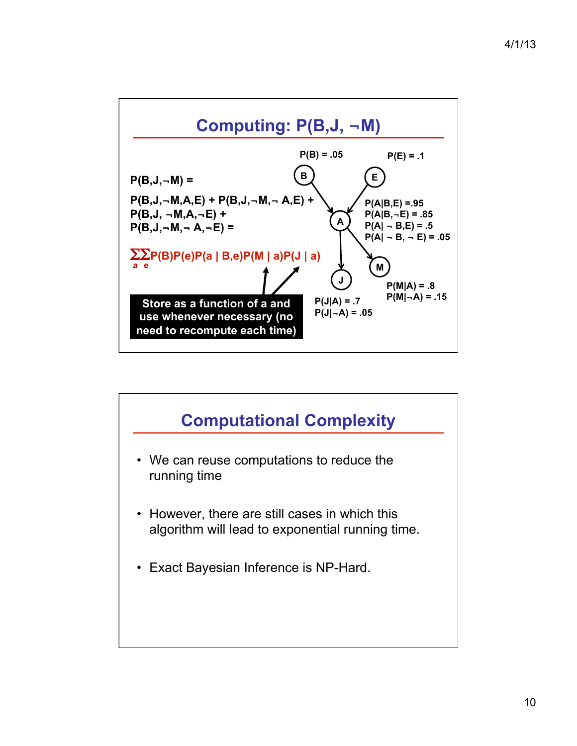## Computing: P(B,J, ¬M)

$P(B,J,\neg M) =$

$P(B,J,\neg M,A,E) + P(B,J,\neg M,\neg A,E) +$
$P(B,J,\neg M,A,\neg E) +$
$P(B,J,\neg M,\neg A,\neg E) =$

$$\sum_a \sum_e P(B)P(e)P(a \mid B,e)P(M \mid a)P(J \mid a)$$

**Store as a function of a and use whenever necessary (no need to recompute each time)**

$P(B) = .05$

$P(E) = .1$

$P(A|B,E) = .95$
$P(A|B,\neg E) = .85$
$P(A|\neg B,E) = .5$
$P(A|\neg B,\neg E) = .05$

$P(J|A) = .7$
$P(J|\neg A) = .05$

$P(M|A) = .8$
$P(M|\neg A) = .15$

## Computational Complexity

- We can reuse computations to reduce the running time
- However, there are still cases in which this algorithm will lead to exponential running time.
- Exact Bayesian Inference is NP-Hard.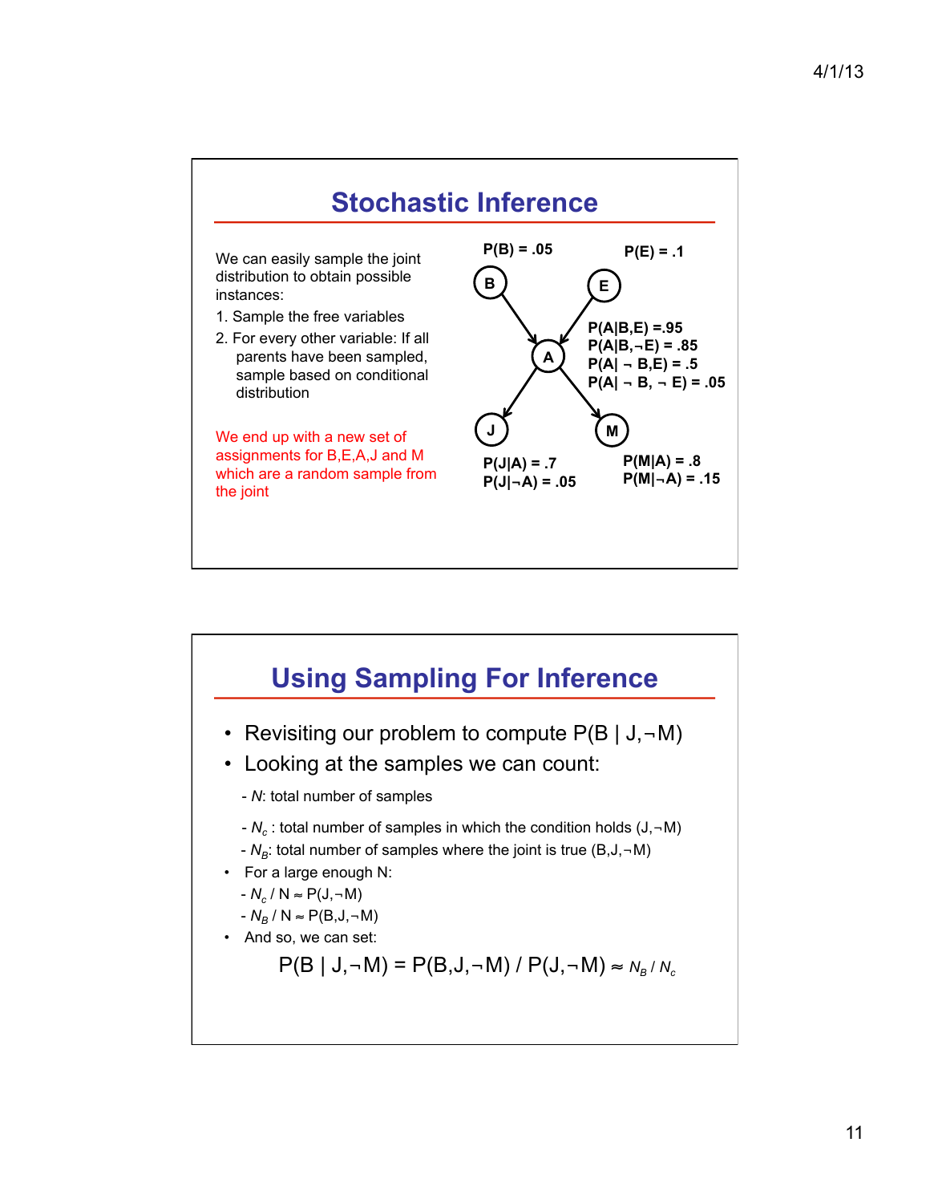## Stochastic Inference

We can easily sample the joint distribution to obtain possible instances:

1. Sample the free variables
2. For every other variable: If all parents have been sampled, sample based on conditional distribution

We end up with a new set of assignments for B,E,A,J and M which are a random sample from the joint

P(B) = .05

P(E) = .1

P(A|B,E) =.95
P(A|B,¬E) = .85
P(A| ¬ B,E) = .5
P(A| ¬ B, ¬ E) = .05

P(J|A) = .7
P(J|¬A) = .05

P(M|A) = .8
P(M|¬A) = .15

## Using Sampling For Inference

- Revisiting our problem to compute P(B | J,¬M)
- Looking at the samples we can count:
  - $N$: total number of samples
  - $N_c$ : total number of samples in which the condition holds (J,¬M)
  - $N_B$: total number of samples where the joint is true (B,J,¬M)
- For a large enough N:
  - $N_c$ / N ≈ P(J,¬M)
  - $N_B$ / N ≈ P(B,J,¬M)
- And so, we can set:

$$P(B \mid J,\neg M) = P(B,J,\neg M) / P(J,\neg M) \approx N_B / N_c$$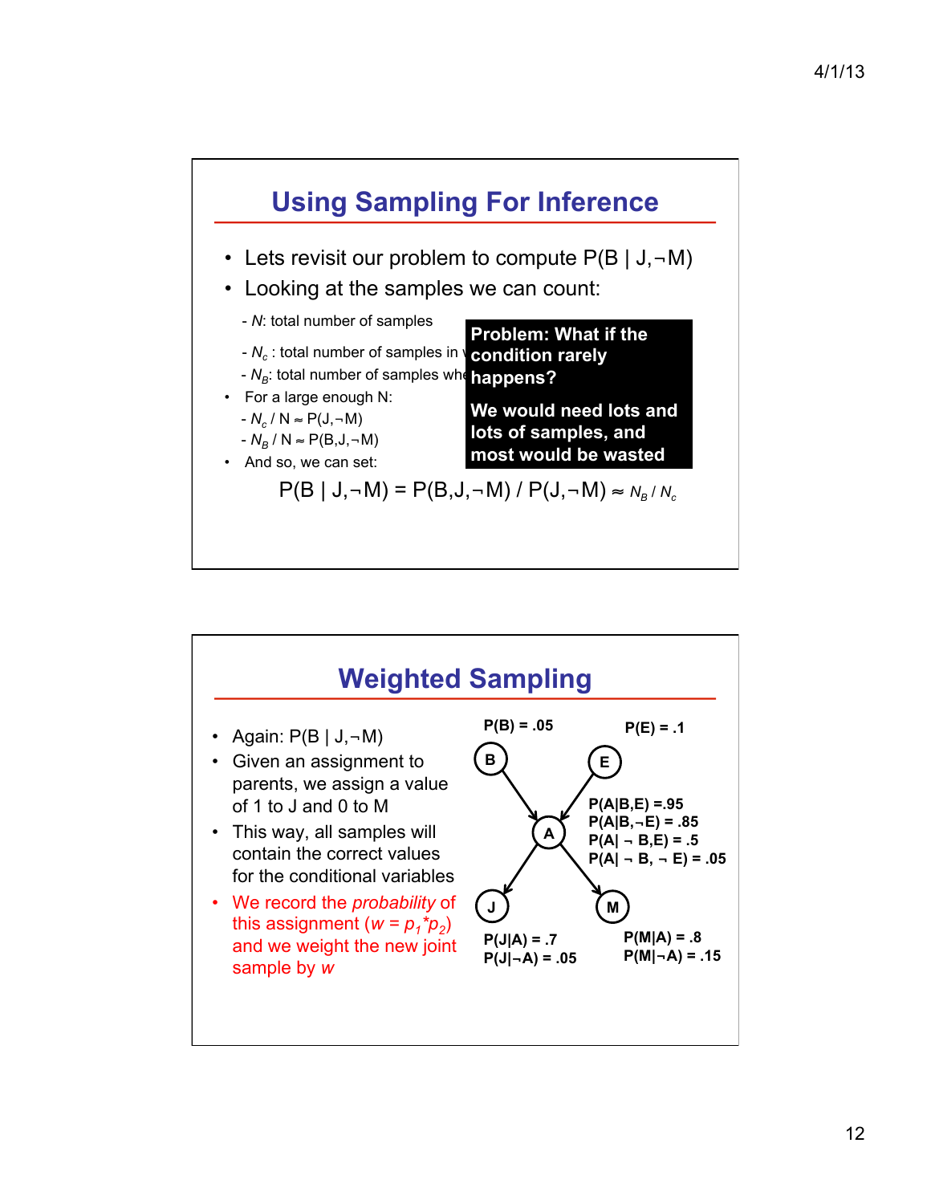## Using Sampling For Inference

- Lets revisit our problem to compute P(B | J,¬M)
- Looking at the samples we can count:
  - $N$: total number of samples
  - $N_c$ : total number of samples in w
  - $N_B$: total number of samples whe
- For a large enough N:
  - $N_c$ / N ≈ P(J,¬M)
  - $N_B$ / N ≈ P(B,J,¬M)
- And so, we can set:

**Problem: What if the condition rarely happens?**

**We would need lots and lots of samples, and most would be wasted**

$$P(B \mid J,\neg M) = P(B,J,\neg M) \,/\, P(J,\neg M) \approx N_B / N_c$$

## Weighted Sampling

- Again: P(B | J,¬M)
- Given an assignment to parents, we assign a value of 1 to J and 0 to M
- This way, all samples will contain the correct values for the conditional variables
- We record the *probability* of this assignment ($w = p_1 * p_2$) and we weight the new joint sample by $w$

P(B) = .05

P(E) = .1

P(A|B,E) =.95
P(A|B,¬E) = .85
P(A| ¬ B,E) = .5
P(A| ¬ B, ¬ E) = .05

P(J|A) = .7
P(J|¬A) = .05

P(M|A) = .8
P(M|¬A) = .15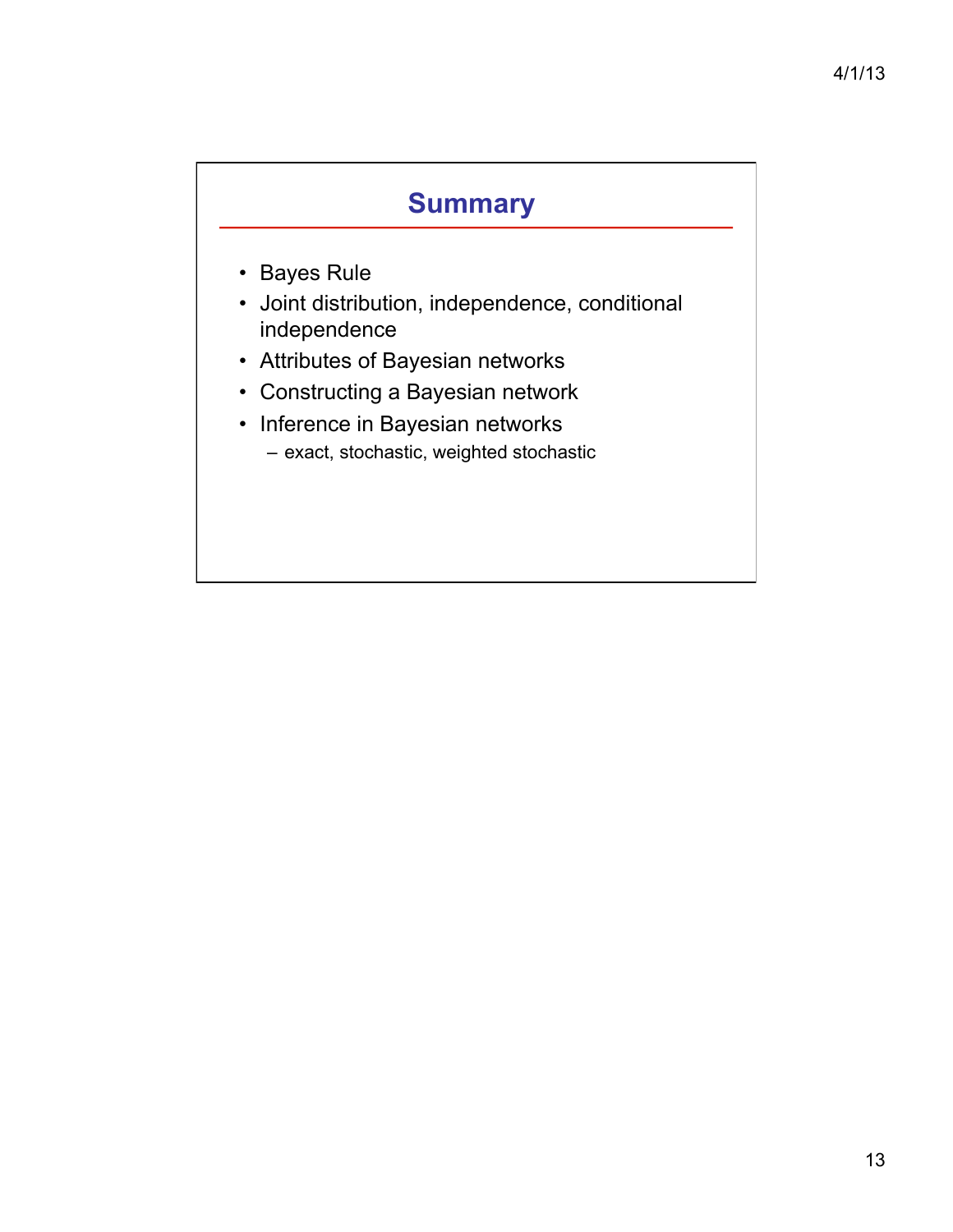## Summary

- Bayes Rule
- Joint distribution, independence, conditional independence
- Attributes of Bayesian networks
- Constructing a Bayesian network
- Inference in Bayesian networks
  - exact, stochastic, weighted stochastic